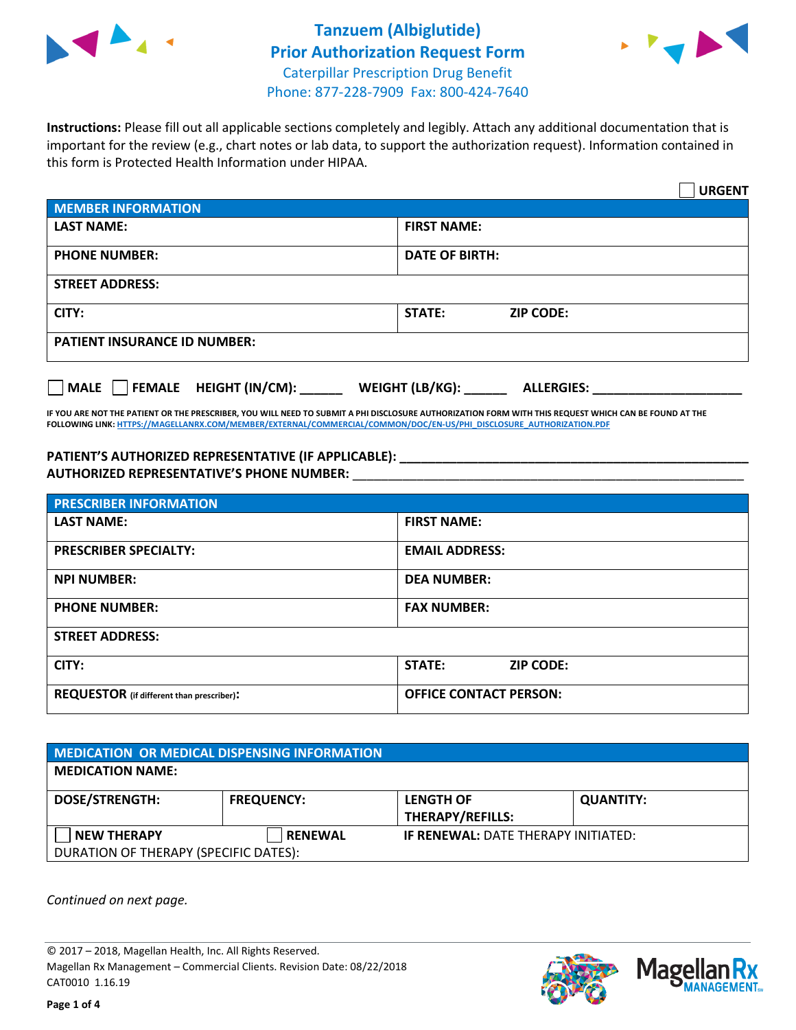# Tanzuem (Albiglutide)
## Prior Authorization Request Form
Caterpillar Prescription Drug Benefit
Phone: 877-228-7909 Fax: 800-424-7640

**Instructions:** Please fill out all applicable sections completely and legibly. Attach any additional documentation that is important for the review (e.g., chart notes or lab data, to support the authorization request). Information contained in this form is Protected Health Information under HIPAA.

☐ **URGENT**

| **MEMBER INFORMATION** | |
|---|---|
| **LAST NAME:** | **FIRST NAME:** |
| **PHONE NUMBER:** | **DATE OF BIRTH:** |
| **STREET ADDRESS:** | |
| **CITY:** | **STATE:** **ZIP CODE:** |
| **PATIENT INSURANCE ID NUMBER:** | |

☐ **MALE** ☐ **FEMALE** **HEIGHT (IN/CM):** ______ **WEIGHT (LB/KG):** ______ **ALLERGIES:** ____________________

**IF YOU ARE NOT THE PATIENT OR THE PRESCRIBER, YOU WILL NEED TO SUBMIT A PHI DISCLOSURE AUTHORIZATION FORM WITH THIS REQUEST WHICH CAN BE FOUND AT THE FOLLOWING LINK: HTTPS://MAGELLANRX.COM/MEMBER/EXTERNAL/COMMERCIAL/COMMON/DOC/EN-US/PHI_DISCLOSURE_AUTHORIZATION.PDF**

**PATIENT'S AUTHORIZED REPRESENTATIVE (IF APPLICABLE):** ____________________________________________
**AUTHORIZED REPRESENTATIVE'S PHONE NUMBER:** ____________________________________________

| **PRESCRIBER INFORMATION** | |
|---|---|
| **LAST NAME:** | **FIRST NAME:** |
| **PRESCRIBER SPECIALTY:** | **EMAIL ADDRESS:** |
| **NPI NUMBER:** | **DEA NUMBER:** |
| **PHONE NUMBER:** | **FAX NUMBER:** |
| **STREET ADDRESS:** | |
| **CITY:** | **STATE:** **ZIP CODE:** |
| **REQUESTOR** (if different than prescriber)**:** | **OFFICE CONTACT PERSON:** |

| **MEDICATION OR MEDICAL DISPENSING INFORMATION** | | | |
|---|---|---|---|
| **MEDICATION NAME:** | | | |
| **DOSE/STRENGTH:** | **FREQUENCY:** | **LENGTH OF THERAPY/REFILLS:** | **QUANTITY:** |
| ☐ **NEW THERAPY** | ☐ **RENEWAL** | **IF RENEWAL:** DATE THERAPY INITIATED: | |
| DURATION OF THERAPY (SPECIFIC DATES): | | | |

*Continued on next page.*

© 2017 – 2018, Magellan Health, Inc. All Rights Reserved.
Magellan Rx Management – Commercial Clients. Revision Date: 08/22/2018
CAT0010 1.16.19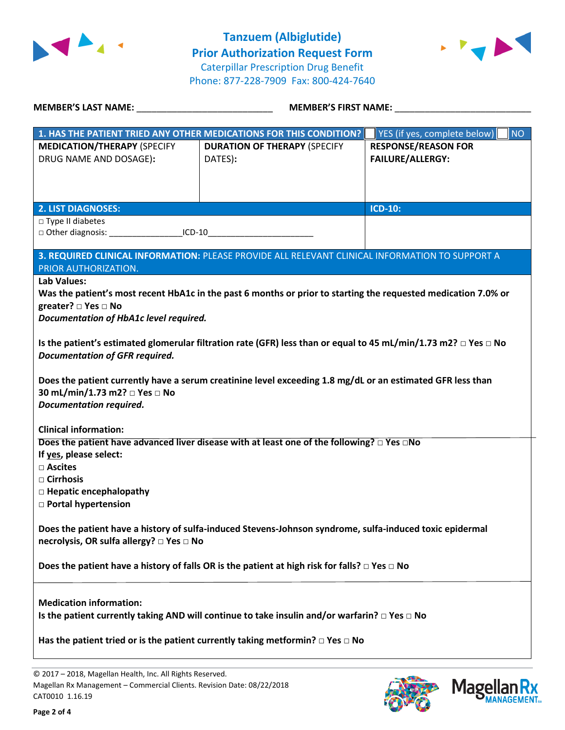# Tanzuem (Albiglutide)
## Prior Authorization Request Form

Caterpillar Prescription Drug Benefit
Phone: 877-228-7909 Fax: 800-424-7640

**MEMBER'S LAST NAME:** ___________________________ **MEMBER'S FIRST NAME:** ___________________________

| **1. HAS THE PATIENT TRIED ANY OTHER MEDICATIONS FOR THIS CONDITION?** | | ☐ YES (if yes, complete below) ☐ NO |
|---|---|---|
| **MEDICATION/THERAPY** (SPECIFY DRUG NAME AND DOSAGE): | **DURATION OF THERAPY** (SPECIFY DATES): | **RESPONSE/REASON FOR FAILURE/ALLERGY:** |
| | | |

| **2. LIST DIAGNOSES:** | **ICD-10:** |
|---|---|
| □ Type II diabetes<br>□ Other diagnosis: ________________ICD-10________________________ | |

**3. REQUIRED CLINICAL INFORMATION:** PLEASE PROVIDE ALL RELEVANT CLINICAL INFORMATION TO SUPPORT A PRIOR AUTHORIZATION.

**Lab Values:**

**Was the patient's most recent HbA1c in the past 6 months or prior to starting the requested medication 7.0% or greater? □ Yes □ No**
***Documentation of HbA1c level required.***

**Is the patient's estimated glomerular filtration rate (GFR) less than or equal to 45 mL/min/1.73 m2? □ Yes □ No**
***Documentation of GFR required.***

**Does the patient currently have a serum creatinine level exceeding 1.8 mg/dL or an estimated GFR less than 30 mL/min/1.73 m2? □ Yes □ No**
***Documentation required.***

**Clinical information:**

**Does the patient have advanced liver disease with at least one of the following? □ Yes □No**
**If yes, please select:**
- **□ Ascites**
- **□ Cirrhosis**
- **□ Hepatic encephalopathy**
- **□ Portal hypertension**

**Does the patient have a history of sulfa-induced Stevens-Johnson syndrome, sulfa-induced toxic epidermal necrolysis, OR sulfa allergy? □ Yes □ No**

**Does the patient have a history of falls OR is the patient at high risk for falls? □ Yes □ No**

**Medication information:**

**Is the patient currently taking AND will continue to take insulin and/or warfarin? □ Yes □ No**

**Has the patient tried or is the patient currently taking metformin? □ Yes □ No**

© 2017 – 2018, Magellan Health, Inc. All Rights Reserved.
Magellan Rx Management – Commercial Clients. Revision Date: 08/22/2018
CAT0010 1.16.19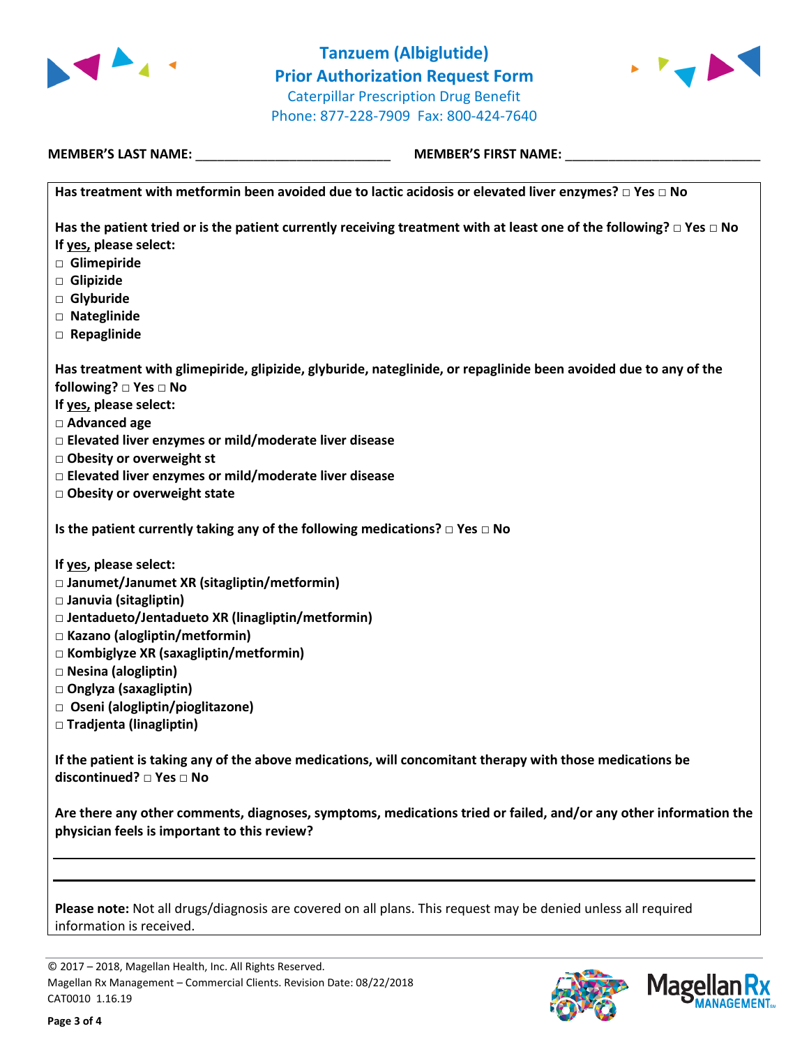# Tanzuem (Albiglutide)
## Prior Authorization Request Form

Caterpillar Prescription Drug Benefit
Phone: 877-228-7909 Fax: 800-424-7640

**MEMBER'S LAST NAME:** ___________________________ **MEMBER'S FIRST NAME:** ___________________________

**Has treatment with metformin been avoided due to lactic acidosis or elevated liver enzymes?** □ **Yes** □ **No**

**Has the patient tried or is the patient currently receiving treatment with at least one of the following?** □ **Yes** □ **No**
**If yes, please select:**
- □ **Glimepiride**
- □ **Glipizide**
- □ **Glyburide**
- □ **Nateglinide**
- □ **Repaglinide**

**Has treatment with glimepiride, glipizide, glyburide, nateglinide, or repaglinide been avoided due to any of the following?** □ **Yes** □ **No**
**If yes, please select:**
- □ **Advanced age**
- □ **Elevated liver enzymes or mild/moderate liver disease**
- □ **Obesity or overweight st**
- □ **Elevated liver enzymes or mild/moderate liver disease**
- □ **Obesity or overweight state**

**Is the patient currently taking any of the following medications?** □ **Yes** □ **No**

**If yes, please select:**
- □ **Janumet/Janumet XR (sitagliptin/metformin)**
- □ **Januvia (sitagliptin)**
- □ **Jentadueto/Jentadueto XR (linagliptin/metformin)**
- □ **Kazano (alogliptin/metformin)**
- □ **Kombiglyze XR (saxagliptin/metformin)**
- □ **Nesina (alogliptin)**
- □ **Onglyza (saxagliptin)**
- □ **Oseni (alogliptin/pioglitazone)**
- □ **Tradjenta (linagliptin)**

**If the patient is taking any of the above medications, will concomitant therapy with those medications be discontinued?** □ **Yes** □ **No**

**Are there any other comments, diagnoses, symptoms, medications tried or failed, and/or any other information the physician feels is important to this review?**

_______________________________________________________________________________

_______________________________________________________________________________

**Please note:** Not all drugs/diagnosis are covered on all plans. This request may be denied unless all required information is received.

© 2017 – 2018, Magellan Health, Inc. All Rights Reserved.
Magellan Rx Management – Commercial Clients. Revision Date: 08/22/2018
CAT0010 1.16.19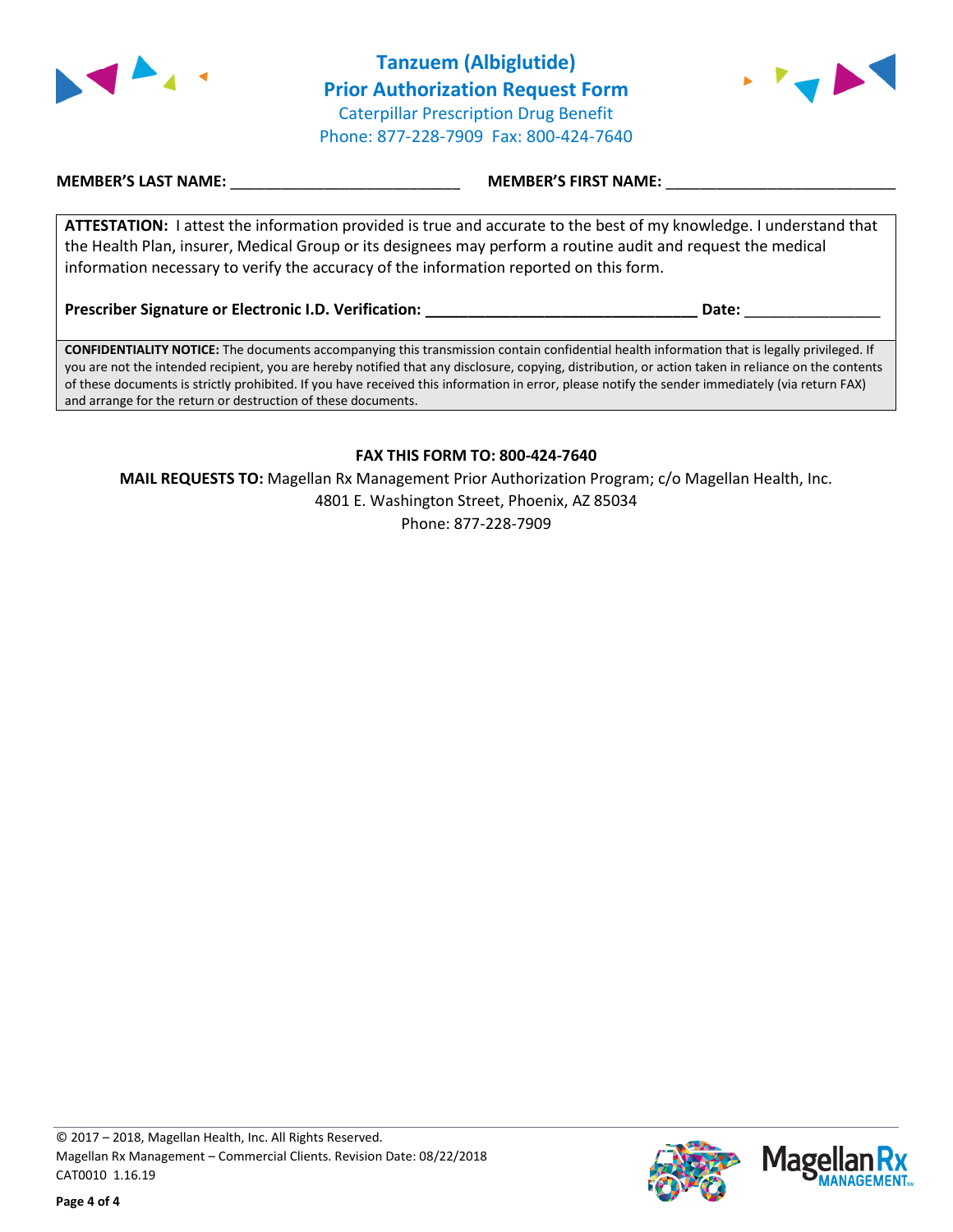# Tanzuem (Albiglutide)
## Prior Authorization Request Form

Caterpillar Prescription Drug Benefit
Phone: 877-228-7909 Fax: 800-424-7640

**MEMBER'S LAST NAME:** ___________________________ **MEMBER'S FIRST NAME:** ___________________________

**ATTESTATION:** I attest the information provided is true and accurate to the best of my knowledge. I understand that the Health Plan, insurer, Medical Group or its designees may perform a routine audit and request the medical information necessary to verify the accuracy of the information reported on this form.

**Prescriber Signature or Electronic I.D. Verification: _______________________________ Date:** _______________

**CONFIDENTIALITY NOTICE:** The documents accompanying this transmission contain confidential health information that is legally privileged. If you are not the intended recipient, you are hereby notified that any disclosure, copying, distribution, or action taken in reliance on the contents of these documents is strictly prohibited. If you have received this information in error, please notify the sender immediately (via return FAX) and arrange for the return or destruction of these documents.

**FAX THIS FORM TO: 800-424-7640**

**MAIL REQUESTS TO:** Magellan Rx Management Prior Authorization Program; c/o Magellan Health, Inc.
4801 E. Washington Street, Phoenix, AZ 85034
Phone: 877-228-7909

© 2017 – 2018, Magellan Health, Inc. All Rights Reserved.
Magellan Rx Management – Commercial Clients. Revision Date: 08/22/2018
CAT0010 1.16.19